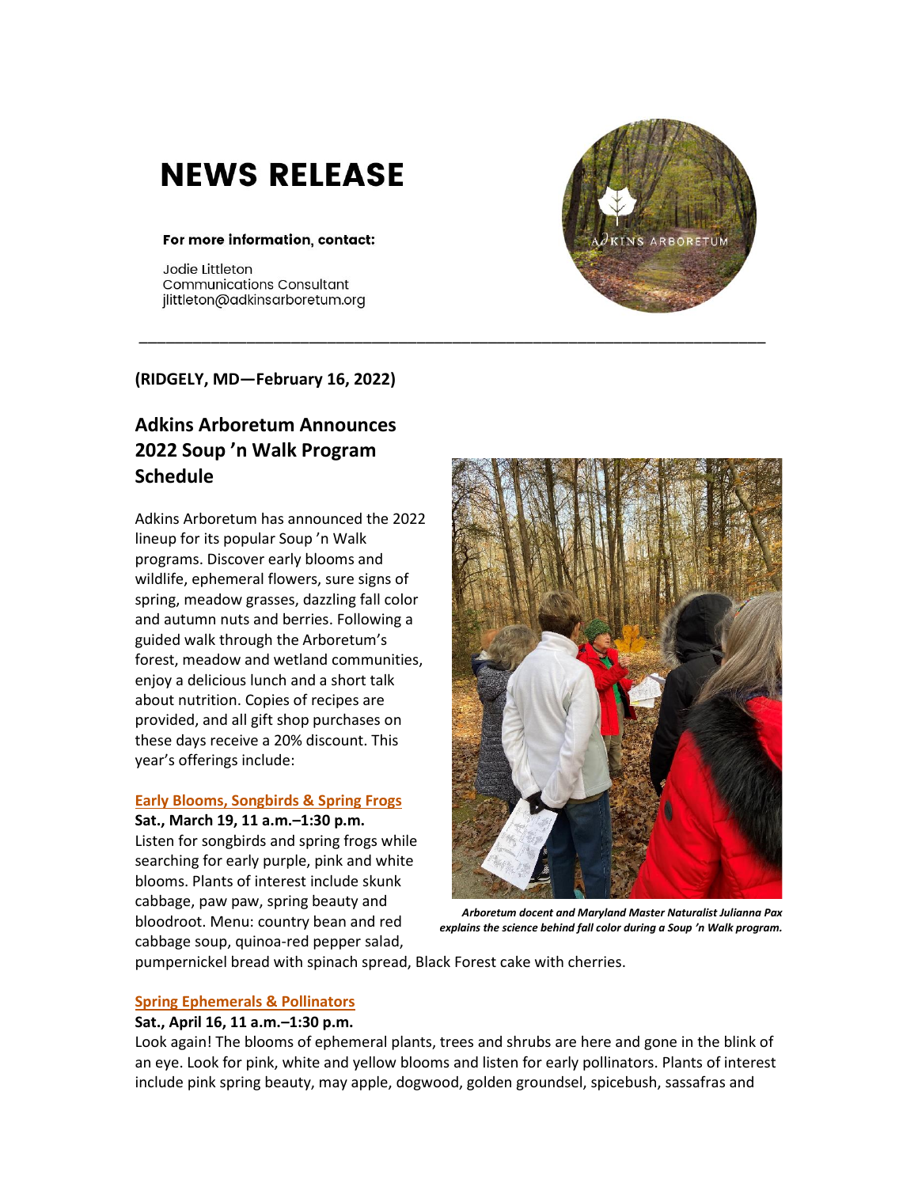# NEWS RELEASE

**For more information, contact:**

Jodie Littleton
Communications Consultant
jlittleton@adkinsarboretum.org

---

**(RIDGELY, MD—February 16, 2022)**

## Adkins Arboretum Announces 2022 Soup 'n Walk Program Schedule

Adkins Arboretum has announced the 2022 lineup for its popular Soup 'n Walk programs. Discover early blooms and wildlife, ephemeral flowers, sure signs of spring, meadow grasses, dazzling fall color and autumn nuts and berries. Following a guided walk through the Arboretum's forest, meadow and wetland communities, enjoy a delicious lunch and a short talk about nutrition. Copies of recipes are provided, and all gift shop purchases on these days receive a 20% discount. This year's offerings include:

***Arboretum docent and Maryland Master Naturalist Julianna Pax explains the science behind fall color during a Soup 'n Walk program.***

### Early Blooms, Songbirds & Spring Frogs

**Sat., March 19, 11 a.m.–1:30 p.m.**
Listen for songbirds and spring frogs while searching for early purple, pink and white blooms. Plants of interest include skunk cabbage, paw paw, spring beauty and bloodroot. Menu: country bean and red cabbage soup, quinoa-red pepper salad, pumpernickel bread with spinach spread, Black Forest cake with cherries.

### Spring Ephemerals & Pollinators

**Sat., April 16, 11 a.m.–1:30 p.m.**
Look again! The blooms of ephemeral plants, trees and shrubs are here and gone in the blink of an eye. Look for pink, white and yellow blooms and listen for early pollinators. Plants of interest include pink spring beauty, may apple, dogwood, golden groundsel, spicebush, sassafras and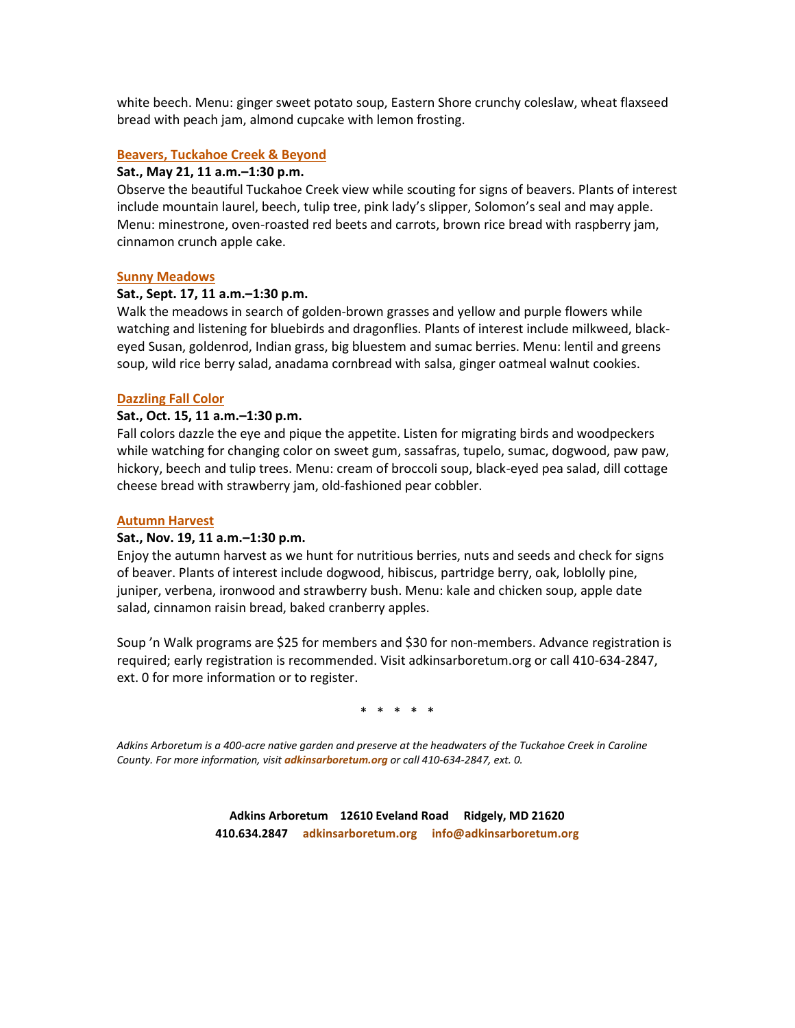white beech. Menu: ginger sweet potato soup, Eastern Shore crunchy coleslaw, wheat flaxseed bread with peach jam, almond cupcake with lemon frosting.

### Beavers, Tuckahoe Creek & Beyond

**Sat., May 21, 11 a.m.–1:30 p.m.**

Observe the beautiful Tuckahoe Creek view while scouting for signs of beavers. Plants of interest include mountain laurel, beech, tulip tree, pink lady's slipper, Solomon's seal and may apple. Menu: minestrone, oven-roasted red beets and carrots, brown rice bread with raspberry jam, cinnamon crunch apple cake.

### Sunny Meadows

**Sat., Sept. 17, 11 a.m.–1:30 p.m.**

Walk the meadows in search of golden-brown grasses and yellow and purple flowers while watching and listening for bluebirds and dragonflies. Plants of interest include milkweed, black-eyed Susan, goldenrod, Indian grass, big bluestem and sumac berries. Menu: lentil and greens soup, wild rice berry salad, anadama cornbread with salsa, ginger oatmeal walnut cookies.

### Dazzling Fall Color

**Sat., Oct. 15, 11 a.m.–1:30 p.m.**

Fall colors dazzle the eye and pique the appetite. Listen for migrating birds and woodpeckers while watching for changing color on sweet gum, sassafras, tupelo, sumac, dogwood, paw paw, hickory, beech and tulip trees. Menu: cream of broccoli soup, black-eyed pea salad, dill cottage cheese bread with strawberry jam, old-fashioned pear cobbler.

### Autumn Harvest

**Sat., Nov. 19, 11 a.m.–1:30 p.m.**

Enjoy the autumn harvest as we hunt for nutritious berries, nuts and seeds and check for signs of beaver. Plants of interest include dogwood, hibiscus, partridge berry, oak, loblolly pine, juniper, verbena, ironwood and strawberry bush. Menu: kale and chicken soup, apple date salad, cinnamon raisin bread, baked cranberry apples.

Soup 'n Walk programs are $25 for members and $30 for non-members. Advance registration is required; early registration is recommended. Visit adkinsarboretum.org or call 410-634-2847, ext. 0 for more information or to register.

\* \* \* \* \*

*Adkins Arboretum is a 400-acre native garden and preserve at the headwaters of the Tuckahoe Creek in Caroline County. For more information, visit* ***adkinsarboretum.org*** *or call 410-634-2847, ext. 0.*

**Adkins Arboretum 12610 Eveland Road Ridgely, MD 21620**
**410.634.2847 adkinsarboretum.org info@adkinsarboretum.org**